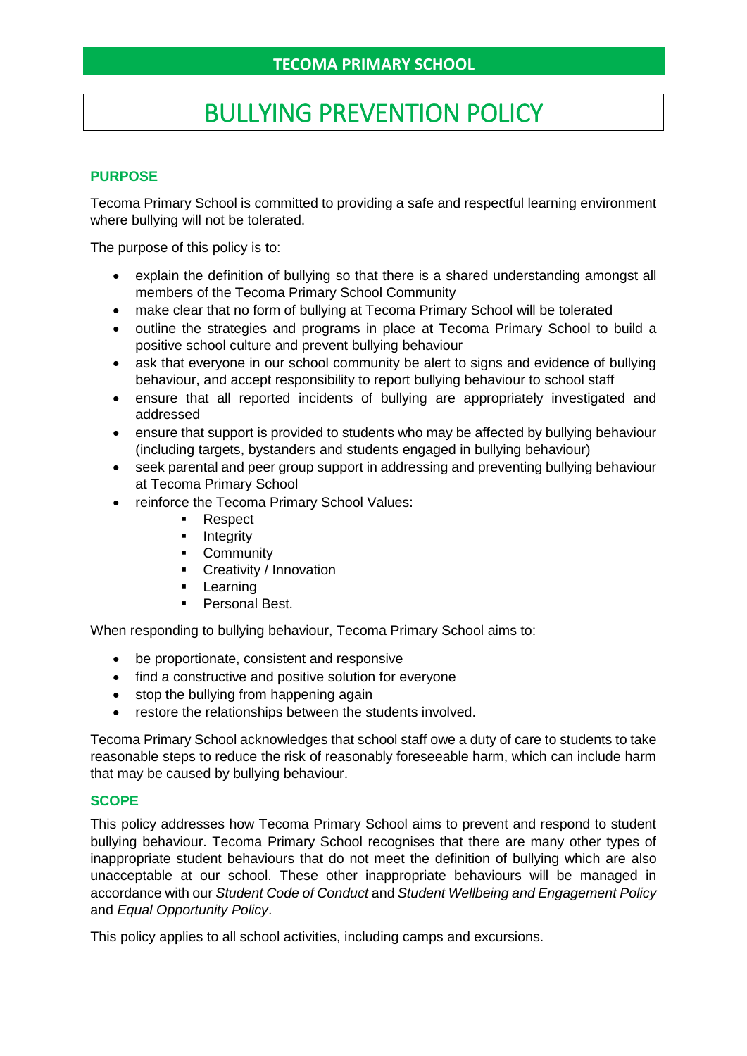**TECOMA PRIMARY SCHOOL**

# BULLYING PREVENTION POLICY

## PURPOSE

Tecoma Primary School is committed to providing a safe and respectful learning environment where bullying will not be tolerated.

The purpose of this policy is to:

- explain the definition of bullying so that there is a shared understanding amongst all members of the Tecoma Primary School Community
- make clear that no form of bullying at Tecoma Primary School will be tolerated
- outline the strategies and programs in place at Tecoma Primary School to build a positive school culture and prevent bullying behaviour
- ask that everyone in our school community be alert to signs and evidence of bullying behaviour, and accept responsibility to report bullying behaviour to school staff
- ensure that all reported incidents of bullying are appropriately investigated and addressed
- ensure that support is provided to students who may be affected by bullying behaviour (including targets, bystanders and students engaged in bullying behaviour)
- seek parental and peer group support in addressing and preventing bullying behaviour at Tecoma Primary School
- reinforce the Tecoma Primary School Values:
    - Respect
    - Integrity
    - Community
    - Creativity / Innovation
    - Learning
    - Personal Best.

When responding to bullying behaviour, Tecoma Primary School aims to:

- be proportionate, consistent and responsive
- find a constructive and positive solution for everyone
- stop the bullying from happening again
- restore the relationships between the students involved.

Tecoma Primary School acknowledges that school staff owe a duty of care to students to take reasonable steps to reduce the risk of reasonably foreseeable harm, which can include harm that may be caused by bullying behaviour.

## SCOPE

This policy addresses how Tecoma Primary School aims to prevent and respond to student bullying behaviour. Tecoma Primary School recognises that there are many other types of inappropriate student behaviours that do not meet the definition of bullying which are also unacceptable at our school. These other inappropriate behaviours will be managed in accordance with our *Student Code of Conduct* and *Student Wellbeing and Engagement Policy* and *Equal Opportunity Policy*.

This policy applies to all school activities, including camps and excursions.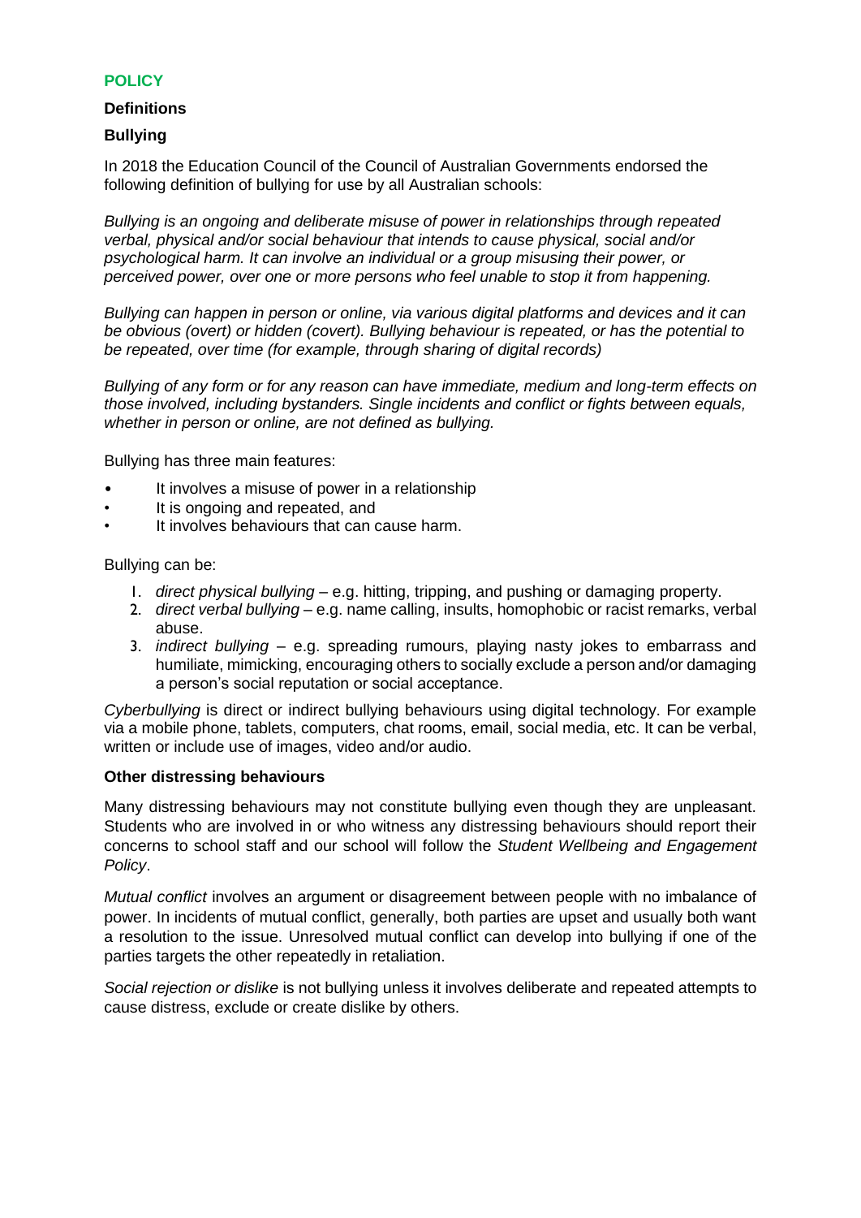## POLICY

### Definitions

### Bullying

In 2018 the Education Council of the Council of Australian Governments endorsed the following definition of bullying for use by all Australian schools:

*Bullying is an ongoing and deliberate misuse of power in relationships through repeated verbal, physical and/or social behaviour that intends to cause physical, social and/or psychological harm. It can involve an individual or a group misusing their power, or perceived power, over one or more persons who feel unable to stop it from happening.*

*Bullying can happen in person or online, via various digital platforms and devices and it can be obvious (overt) or hidden (covert). Bullying behaviour is repeated, or has the potential to be repeated, over time (for example, through sharing of digital records)*

*Bullying of any form or for any reason can have immediate, medium and long-term effects on those involved, including bystanders. Single incidents and conflict or fights between equals, whether in person or online, are not defined as bullying.*

Bullying has three main features:

- It involves a misuse of power in a relationship
- It is ongoing and repeated, and
- It involves behaviours that can cause harm.

Bullying can be:

1. *direct physical bullying* – e.g. hitting, tripping, and pushing or damaging property.
2. *direct verbal bullying* – e.g. name calling, insults, homophobic or racist remarks, verbal abuse.
3. *indirect bullying* – e.g. spreading rumours, playing nasty jokes to embarrass and humiliate, mimicking, encouraging others to socially exclude a person and/or damaging a person's social reputation or social acceptance.

*Cyberbullying* is direct or indirect bullying behaviours using digital technology. For example via a mobile phone, tablets, computers, chat rooms, email, social media, etc. It can be verbal, written or include use of images, video and/or audio.

### Other distressing behaviours

Many distressing behaviours may not constitute bullying even though they are unpleasant. Students who are involved in or who witness any distressing behaviours should report their concerns to school staff and our school will follow the *Student Wellbeing and Engagement Policy*.

*Mutual conflict* involves an argument or disagreement between people with no imbalance of power. In incidents of mutual conflict, generally, both parties are upset and usually both want a resolution to the issue. Unresolved mutual conflict can develop into bullying if one of the parties targets the other repeatedly in retaliation.

*Social rejection or dislike* is not bullying unless it involves deliberate and repeated attempts to cause distress, exclude or create dislike by others.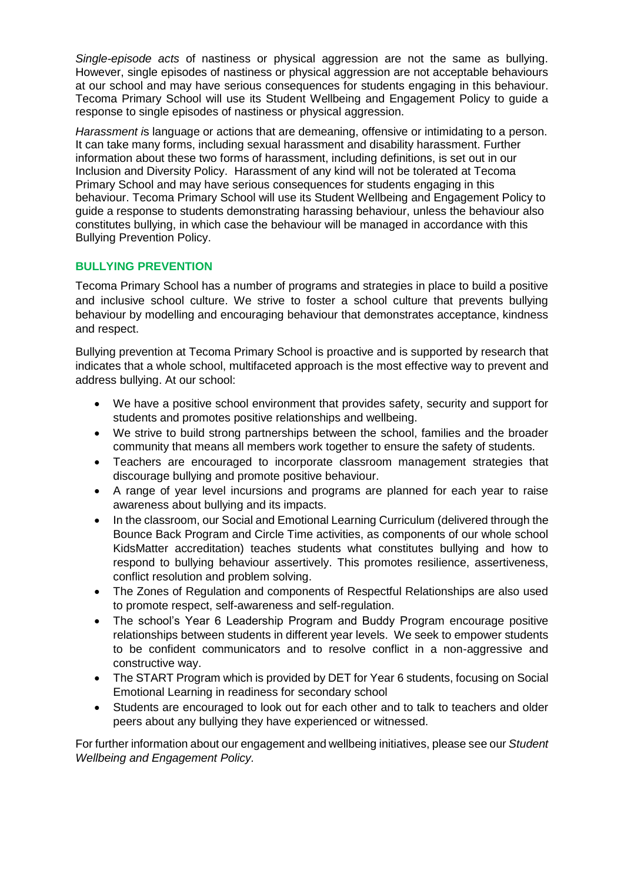*Single-episode acts* of nastiness or physical aggression are not the same as bullying. However, single episodes of nastiness or physical aggression are not acceptable behaviours at our school and may have serious consequences for students engaging in this behaviour. Tecoma Primary School will use its Student Wellbeing and Engagement Policy to guide a response to single episodes of nastiness or physical aggression.

*Harassment i*s language or actions that are demeaning, offensive or intimidating to a person. It can take many forms, including sexual harassment and disability harassment. Further information about these two forms of harassment, including definitions, is set out in our Inclusion and Diversity Policy. Harassment of any kind will not be tolerated at Tecoma Primary School and may have serious consequences for students engaging in this behaviour. Tecoma Primary School will use its Student Wellbeing and Engagement Policy to guide a response to students demonstrating harassing behaviour, unless the behaviour also constitutes bullying, in which case the behaviour will be managed in accordance with this Bullying Prevention Policy.

## BULLYING PREVENTION

Tecoma Primary School has a number of programs and strategies in place to build a positive and inclusive school culture. We strive to foster a school culture that prevents bullying behaviour by modelling and encouraging behaviour that demonstrates acceptance, kindness and respect.

Bullying prevention at Tecoma Primary School is proactive and is supported by research that indicates that a whole school, multifaceted approach is the most effective way to prevent and address bullying. At our school:

- We have a positive school environment that provides safety, security and support for students and promotes positive relationships and wellbeing.
- We strive to build strong partnerships between the school, families and the broader community that means all members work together to ensure the safety of students.
- Teachers are encouraged to incorporate classroom management strategies that discourage bullying and promote positive behaviour.
- A range of year level incursions and programs are planned for each year to raise awareness about bullying and its impacts.
- In the classroom, our Social and Emotional Learning Curriculum (delivered through the Bounce Back Program and Circle Time activities, as components of our whole school KidsMatter accreditation) teaches students what constitutes bullying and how to respond to bullying behaviour assertively. This promotes resilience, assertiveness, conflict resolution and problem solving.
- The Zones of Regulation and components of Respectful Relationships are also used to promote respect, self-awareness and self-regulation.
- The school's Year 6 Leadership Program and Buddy Program encourage positive relationships between students in different year levels. We seek to empower students to be confident communicators and to resolve conflict in a non-aggressive and constructive way.
- The START Program which is provided by DET for Year 6 students, focusing on Social Emotional Learning in readiness for secondary school
- Students are encouraged to look out for each other and to talk to teachers and older peers about any bullying they have experienced or witnessed.

For further information about our engagement and wellbeing initiatives, please see our *Student Wellbeing and Engagement Policy.*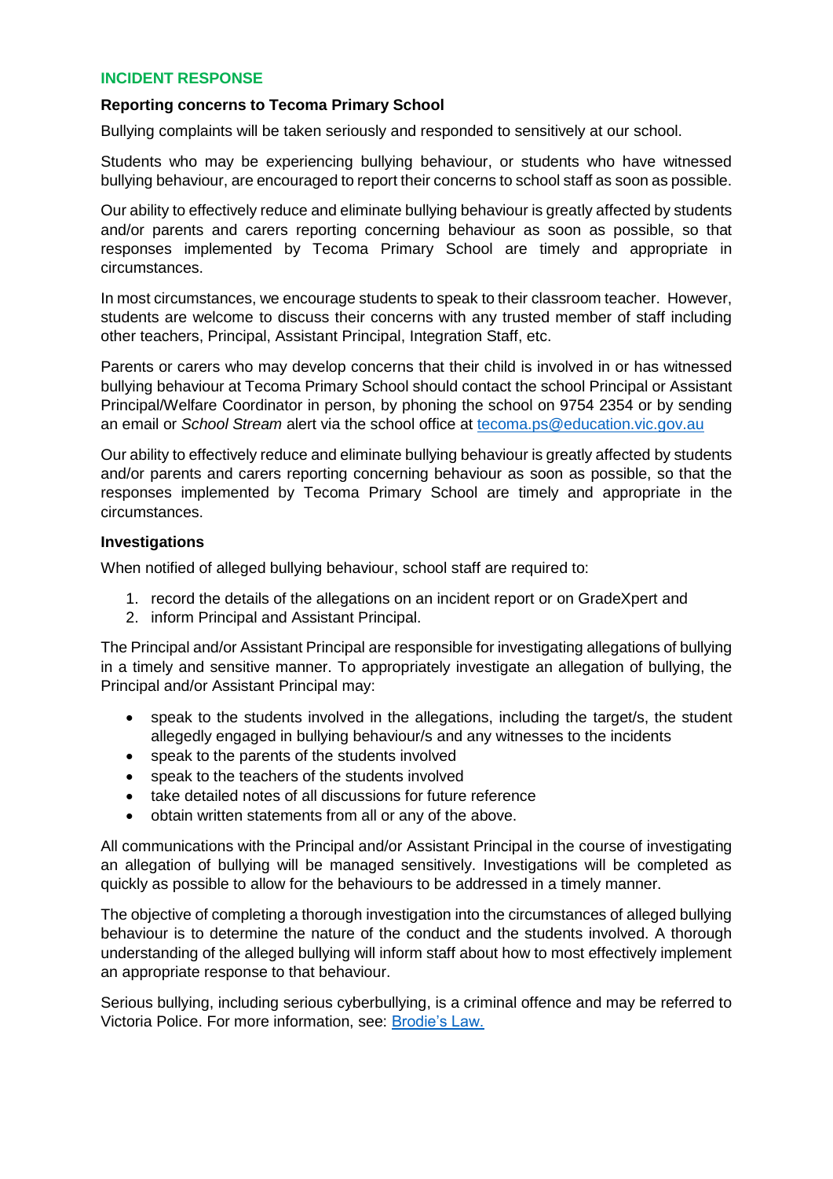## INCIDENT RESPONSE

### Reporting concerns to Tecoma Primary School

Bullying complaints will be taken seriously and responded to sensitively at our school.

Students who may be experiencing bullying behaviour, or students who have witnessed bullying behaviour, are encouraged to report their concerns to school staff as soon as possible.

Our ability to effectively reduce and eliminate bullying behaviour is greatly affected by students and/or parents and carers reporting concerning behaviour as soon as possible, so that responses implemented by Tecoma Primary School are timely and appropriate in circumstances.

In most circumstances, we encourage students to speak to their classroom teacher. However, students are welcome to discuss their concerns with any trusted member of staff including other teachers, Principal, Assistant Principal, Integration Staff, etc.

Parents or carers who may develop concerns that their child is involved in or has witnessed bullying behaviour at Tecoma Primary School should contact the school Principal or Assistant Principal/Welfare Coordinator in person, by phoning the school on 9754 2354 or by sending an email or *School Stream* alert via the school office at [tecoma.ps@education.vic.gov.au](mailto:tecoma.ps@education.vic.gov.au)

Our ability to effectively reduce and eliminate bullying behaviour is greatly affected by students and/or parents and carers reporting concerning behaviour as soon as possible, so that the responses implemented by Tecoma Primary School are timely and appropriate in the circumstances.

### Investigations

When notified of alleged bullying behaviour, school staff are required to:

1. record the details of the allegations on an incident report or on GradeXpert and
2. inform Principal and Assistant Principal.

The Principal and/or Assistant Principal are responsible for investigating allegations of bullying in a timely and sensitive manner. To appropriately investigate an allegation of bullying, the Principal and/or Assistant Principal may:

- speak to the students involved in the allegations, including the target/s, the student allegedly engaged in bullying behaviour/s and any witnesses to the incidents
- speak to the parents of the students involved
- speak to the teachers of the students involved
- take detailed notes of all discussions for future reference
- obtain written statements from all or any of the above.

All communications with the Principal and/or Assistant Principal in the course of investigating an allegation of bullying will be managed sensitively. Investigations will be completed as quickly as possible to allow for the behaviours to be addressed in a timely manner.

The objective of completing a thorough investigation into the circumstances of alleged bullying behaviour is to determine the nature of the conduct and the students involved. A thorough understanding of the alleged bullying will inform staff about how to most effectively implement an appropriate response to that behaviour.

Serious bullying, including serious cyberbullying, is a criminal offence and may be referred to Victoria Police. For more information, see: Brodie's Law.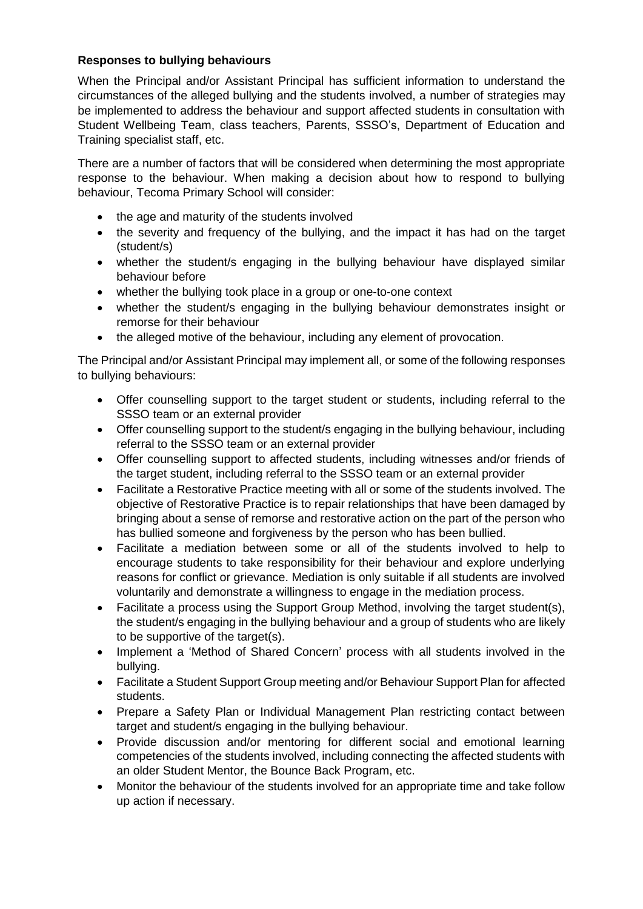**Responses to bullying behaviours**

When the Principal and/or Assistant Principal has sufficient information to understand the circumstances of the alleged bullying and the students involved, a number of strategies may be implemented to address the behaviour and support affected students in consultation with Student Wellbeing Team, class teachers, Parents, SSSO's, Department of Education and Training specialist staff, etc.

There are a number of factors that will be considered when determining the most appropriate response to the behaviour. When making a decision about how to respond to bullying behaviour, Tecoma Primary School will consider:

- the age and maturity of the students involved
- the severity and frequency of the bullying, and the impact it has had on the target (student/s)
- whether the student/s engaging in the bullying behaviour have displayed similar behaviour before
- whether the bullying took place in a group or one-to-one context
- whether the student/s engaging in the bullying behaviour demonstrates insight or remorse for their behaviour
- the alleged motive of the behaviour, including any element of provocation.

The Principal and/or Assistant Principal may implement all, or some of the following responses to bullying behaviours:

- Offer counselling support to the target student or students, including referral to the SSSO team or an external provider
- Offer counselling support to the student/s engaging in the bullying behaviour, including referral to the SSSO team or an external provider
- Offer counselling support to affected students, including witnesses and/or friends of the target student, including referral to the SSSO team or an external provider
- Facilitate a Restorative Practice meeting with all or some of the students involved. The objective of Restorative Practice is to repair relationships that have been damaged by bringing about a sense of remorse and restorative action on the part of the person who has bullied someone and forgiveness by the person who has been bullied.
- Facilitate a mediation between some or all of the students involved to help to encourage students to take responsibility for their behaviour and explore underlying reasons for conflict or grievance. Mediation is only suitable if all students are involved voluntarily and demonstrate a willingness to engage in the mediation process.
- Facilitate a process using the Support Group Method, involving the target student(s), the student/s engaging in the bullying behaviour and a group of students who are likely to be supportive of the target(s).
- Implement a 'Method of Shared Concern' process with all students involved in the bullying.
- Facilitate a Student Support Group meeting and/or Behaviour Support Plan for affected students.
- Prepare a Safety Plan or Individual Management Plan restricting contact between target and student/s engaging in the bullying behaviour.
- Provide discussion and/or mentoring for different social and emotional learning competencies of the students involved, including connecting the affected students with an older Student Mentor, the Bounce Back Program, etc.
- Monitor the behaviour of the students involved for an appropriate time and take follow up action if necessary.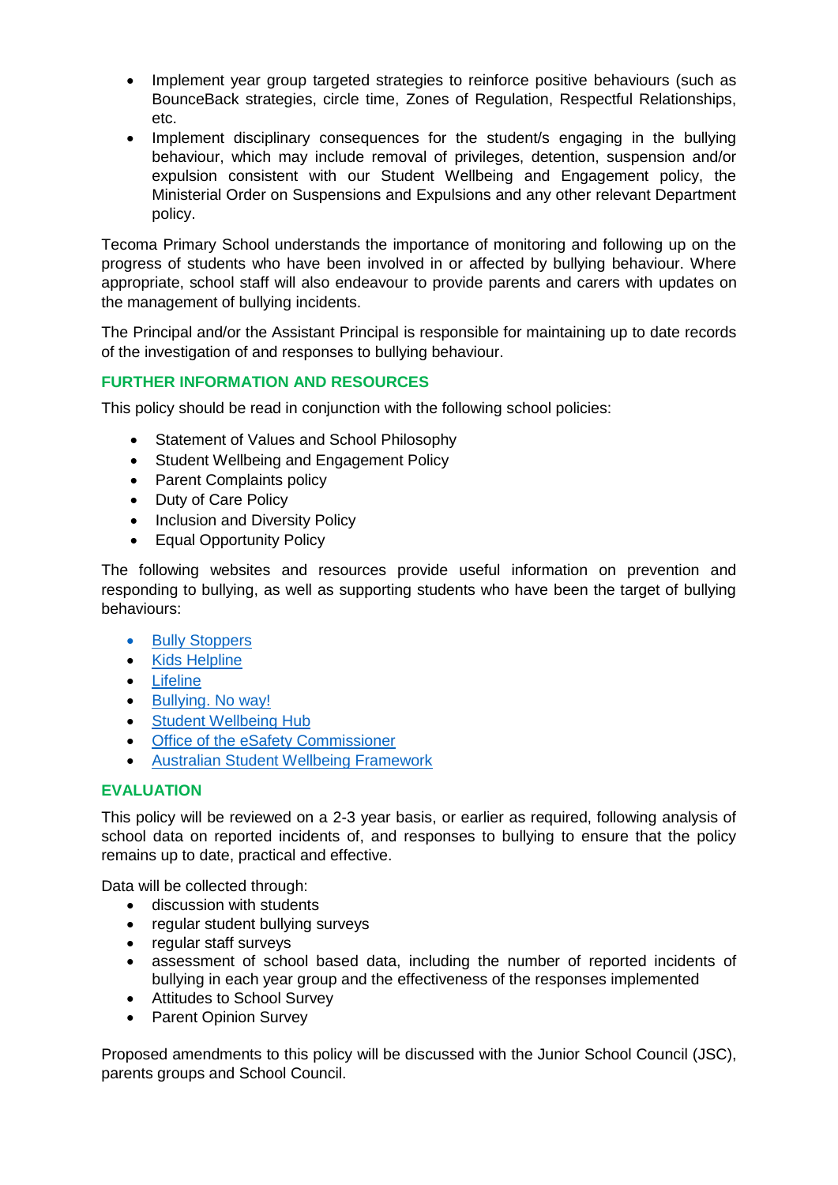- Implement year group targeted strategies to reinforce positive behaviours (such as BounceBack strategies, circle time, Zones of Regulation, Respectful Relationships, etc.
- Implement disciplinary consequences for the student/s engaging in the bullying behaviour, which may include removal of privileges, detention, suspension and/or expulsion consistent with our Student Wellbeing and Engagement policy, the Ministerial Order on Suspensions and Expulsions and any other relevant Department policy.

Tecoma Primary School understands the importance of monitoring and following up on the progress of students who have been involved in or affected by bullying behaviour. Where appropriate, school staff will also endeavour to provide parents and carers with updates on the management of bullying incidents.

The Principal and/or the Assistant Principal is responsible for maintaining up to date records of the investigation of and responses to bullying behaviour.

## FURTHER INFORMATION AND RESOURCES

This policy should be read in conjunction with the following school policies:

- Statement of Values and School Philosophy
- Student Wellbeing and Engagement Policy
- Parent Complaints policy
- Duty of Care Policy
- Inclusion and Diversity Policy
- Equal Opportunity Policy

The following websites and resources provide useful information on prevention and responding to bullying, as well as supporting students who have been the target of bullying behaviours:

- Bully Stoppers
- Kids Helpline
- Lifeline
- Bullying. No way!
- Student Wellbeing Hub
- Office of the eSafety Commissioner
- Australian Student Wellbeing Framework

## EVALUATION

This policy will be reviewed on a 2-3 year basis, or earlier as required, following analysis of school data on reported incidents of, and responses to bullying to ensure that the policy remains up to date, practical and effective.

Data will be collected through:

- discussion with students
- regular student bullying surveys
- regular staff surveys
- assessment of school based data, including the number of reported incidents of bullying in each year group and the effectiveness of the responses implemented
- Attitudes to School Survey
- Parent Opinion Survey

Proposed amendments to this policy will be discussed with the Junior School Council (JSC), parents groups and School Council.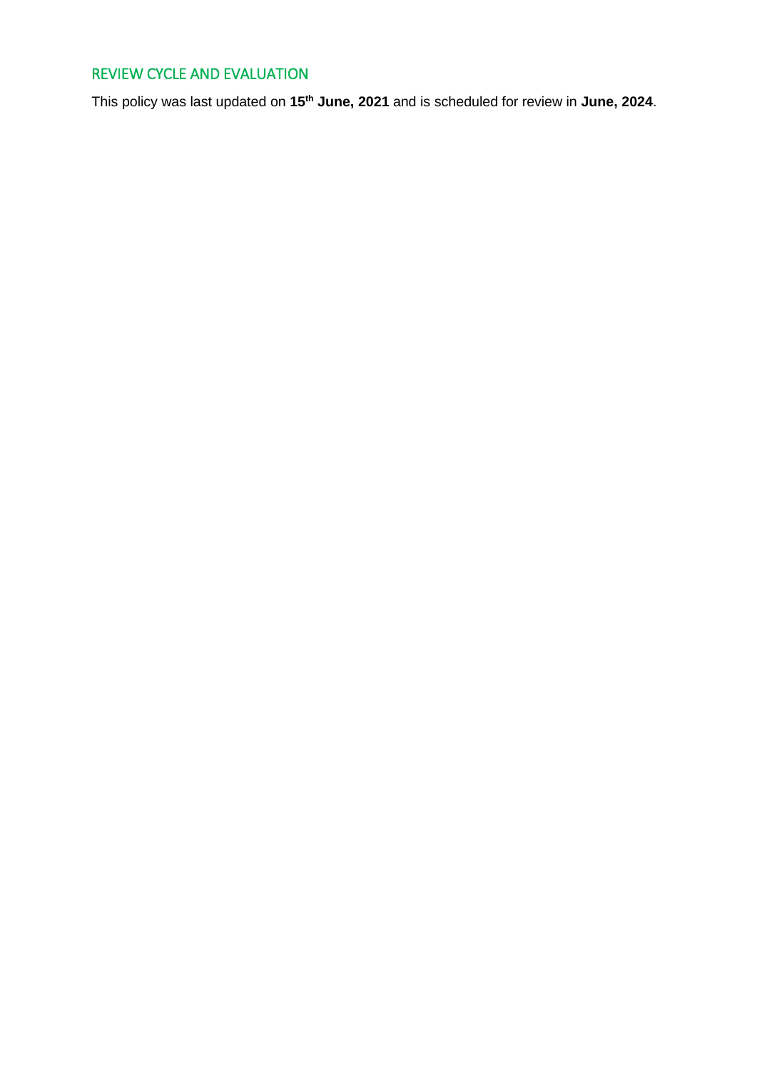## REVIEW CYCLE AND EVALUATION

This policy was last updated on **15th June, 2021** and is scheduled for review in **June, 2024**.